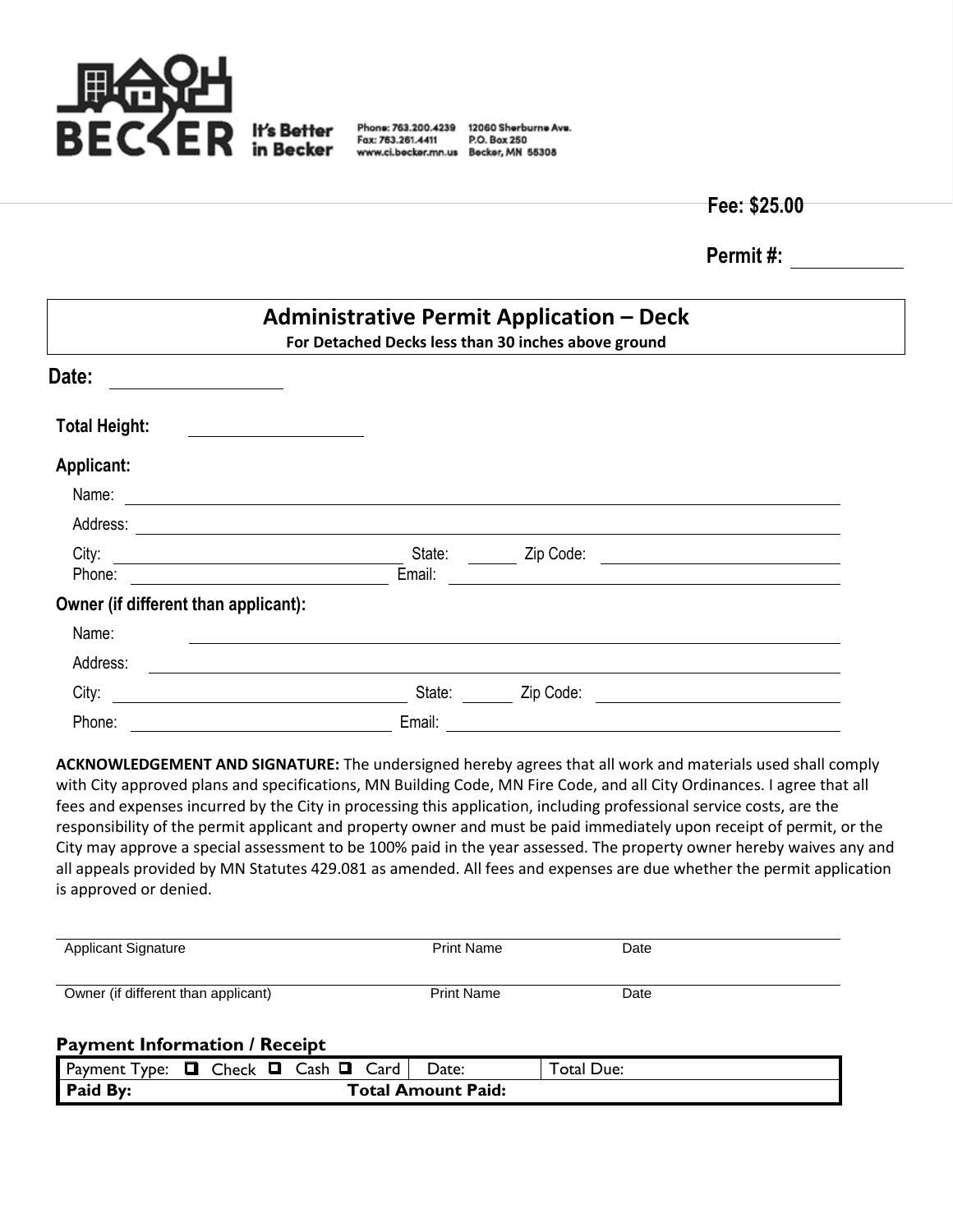**BECKER** It's Better in Becker

Phone: 763.200.4239
Fax: 763.261.4411
www.ci.becker.mn.us

12060 Sherburne Ave.
P.O. Box 250
Becker, MN 55308

**Fee: $25.00**

**Permit #:** ___________

# Administrative Permit Application – Deck

**For Detached Decks less than 30 inches above ground**

**Date:** ________________

**Total Height:** ________________

**Applicant:**

Name: ______________________________________________

Address: ______________________________________________

City: ______________________ State: ______ Zip Code: ______________________

Phone: ______________________ Email: ______________________________________

**Owner (if different than applicant):**

Name: ______________________________________________

Address: ______________________________________________

City: ______________________ State: ______ Zip Code: ______________________

Phone: ______________________ Email: ______________________________________

**ACKNOWLEDGEMENT AND SIGNATURE:** The undersigned hereby agrees that all work and materials used shall comply with City approved plans and specifications, MN Building Code, MN Fire Code, and all City Ordinances. I agree that all fees and expenses incurred by the City in processing this application, including professional service costs, are the responsibility of the permit applicant and property owner and must be paid immediately upon receipt of permit, or the City may approve a special assessment to be 100% paid in the year assessed. The property owner hereby waives any and all appeals provided by MN Statutes 429.081 as amended. All fees and expenses are due whether the permit application is approved or denied.

______________________________________________

Applicant Signature Print Name Date

______________________________________________

Owner (if different than applicant) Print Name Date

### Payment Information / Receipt

| Payment Type: ☐ Check ☐ Cash ☐ Card | Date: | Total Due: |
|---|---|---|
| **Paid By:** | **Total Amount Paid:** | |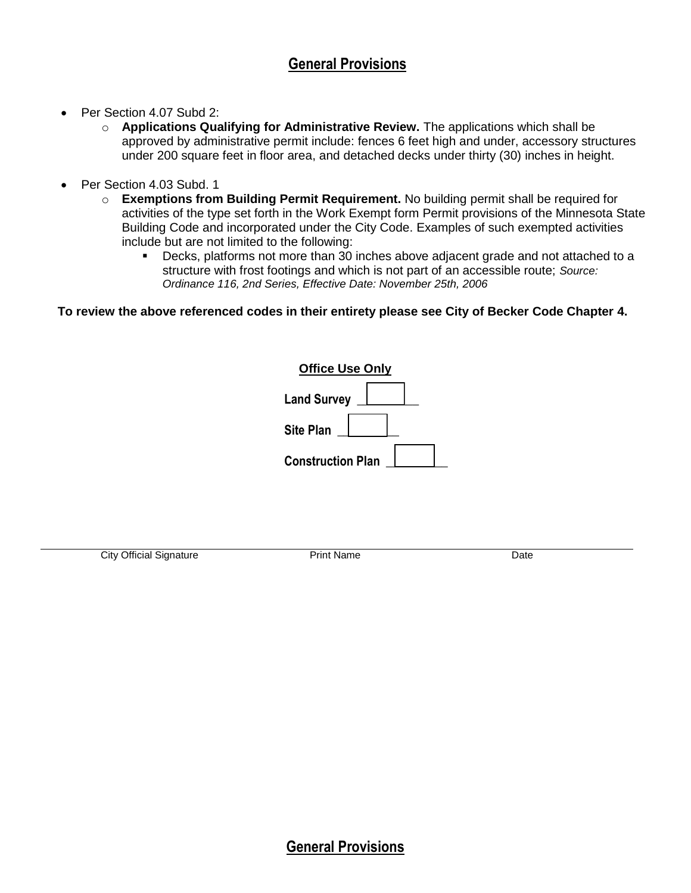## General Provisions

- Per Section 4.07 Subd 2:
  - **Applications Qualifying for Administrative Review.** The applications which shall be approved by administrative permit include: fences 6 feet high and under, accessory structures under 200 square feet in floor area, and detached decks under thirty (30) inches in height.

- Per Section 4.03 Subd. 1
  - **Exemptions from Building Permit Requirement.** No building permit shall be required for activities of the type set forth in the Work Exempt form Permit provisions of the Minnesota State Building Code and incorporated under the City Code. Examples of such exempted activities include but are not limited to the following:
    - Decks, platforms not more than 30 inches above adjacent grade and not attached to a structure with frost footings and which is not part of an accessible route; *Source: Ordinance 116, 2nd Series, Effective Date: November 25th, 2006*

**To review the above referenced codes in their entirety please see City of Becker Code Chapter 4.**

**Office Use Only**

**Land Survey** ☐

**Site Plan** ☐

**Construction Plan** ☐

City Official Signature    Print Name    Date

## General Provisions